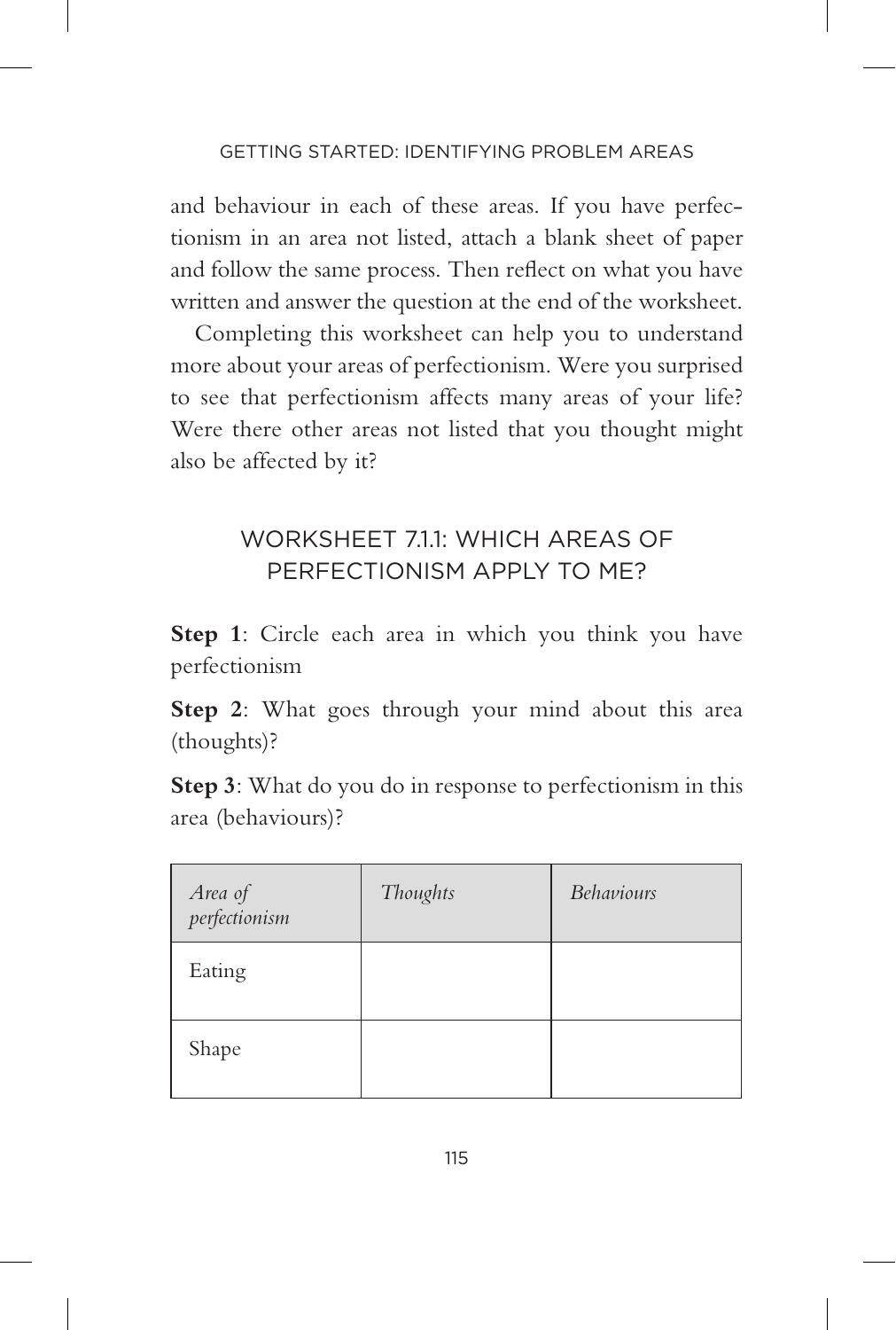and behaviour in each of these areas. If you have perfectionism in an area not listed, attach a blank sheet of paper and follow the same process. Then reflect on what you have written and answer the question at the end of the worksheet.

Completing this worksheet can help you to understand more about your areas of perfectionism. Were you surprised to see that perfectionism affects many areas of your life? Were there other areas not listed that you thought might also be affected by it?

## WORKSHEET 7.1.1: WHICH AREAS OF PERFECTIONISM APPLY TO ME?

**Step 1**: Circle each area in which you think you have perfectionism

**Step 2**: What goes through your mind about this area (thoughts)?

**Step 3**: What do you do in response to perfectionism in this area (behaviours)?

| *Area of perfectionism* | *Thoughts* | *Behaviours* |
| --- | --- | --- |
| Eating | | |
| Shape | | |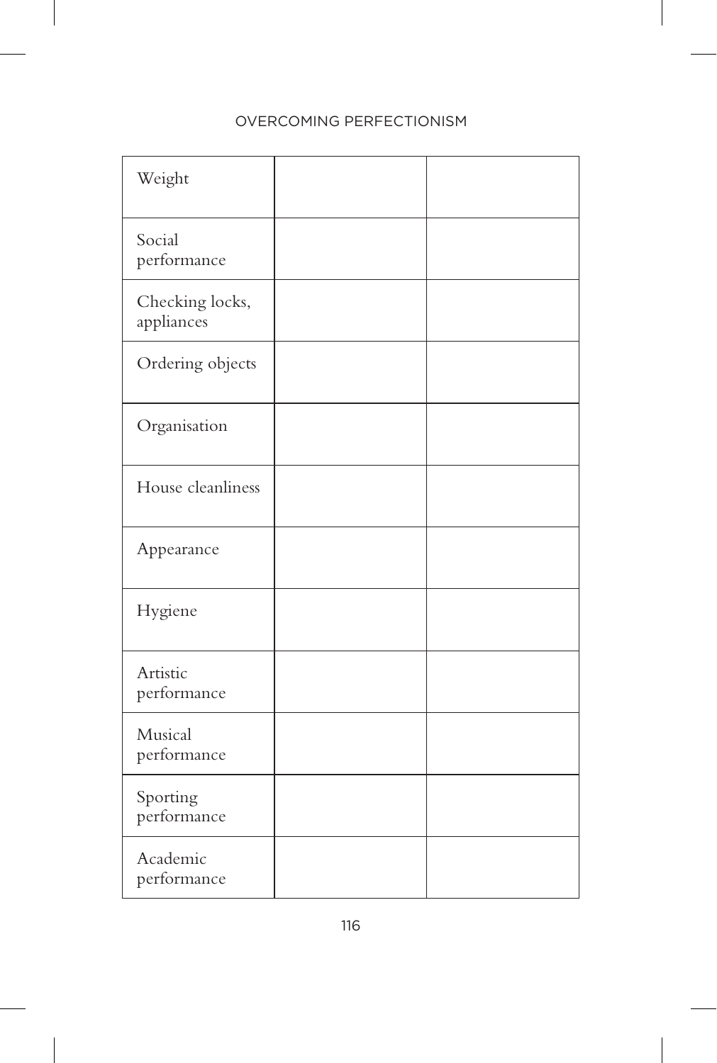| | | |
|---|---|---|
| Weight | | |
| Social performance | | |
| Checking locks, appliances | | |
| Ordering objects | | |
| Organisation | | |
| House cleanliness | | |
| Appearance | | |
| Hygiene | | |
| Artistic performance | | |
| Musical performance | | |
| Sporting performance | | |
| Academic performance | | |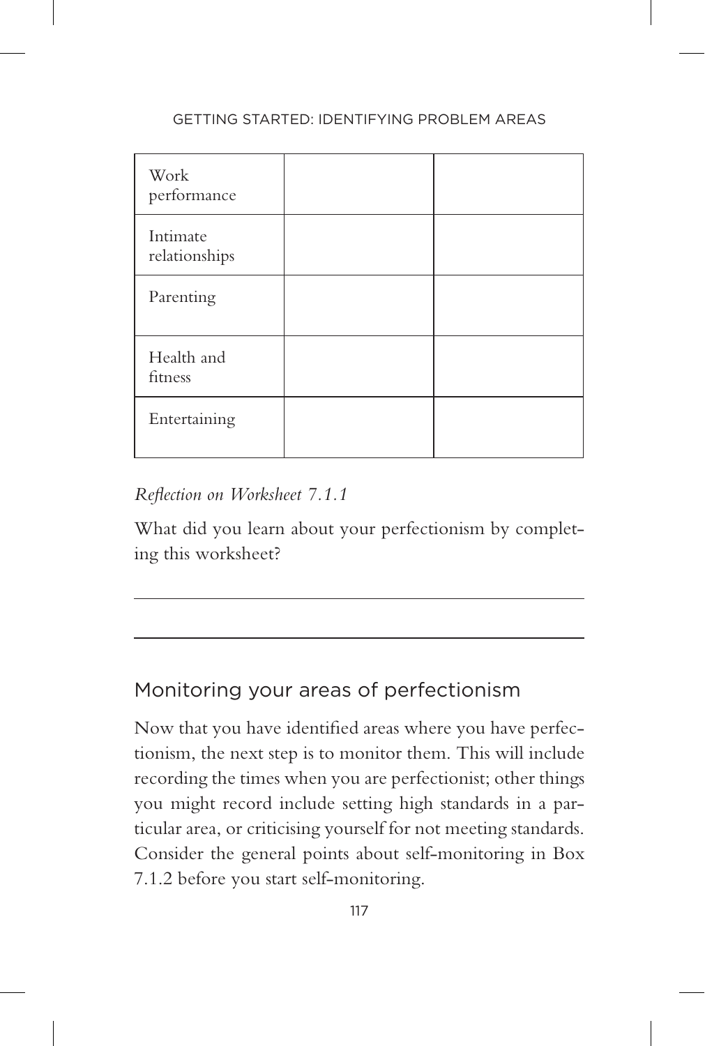| | | |
|---|---|---|
| Work performance | | |
| Intimate relationships | | |
| Parenting | | |
| Health and fitness | | |
| Entertaining | | |

*Reflection on Worksheet 7.1.1*

What did you learn about your perfectionism by completing this worksheet?

---

---

## Monitoring your areas of perfectionism

Now that you have identified areas where you have perfectionism, the next step is to monitor them. This will include recording the times when you are perfectionist; other things you might record include setting high standards in a particular area, or criticising yourself for not meeting standards. Consider the general points about self-monitoring in Box 7.1.2 before you start self-monitoring.